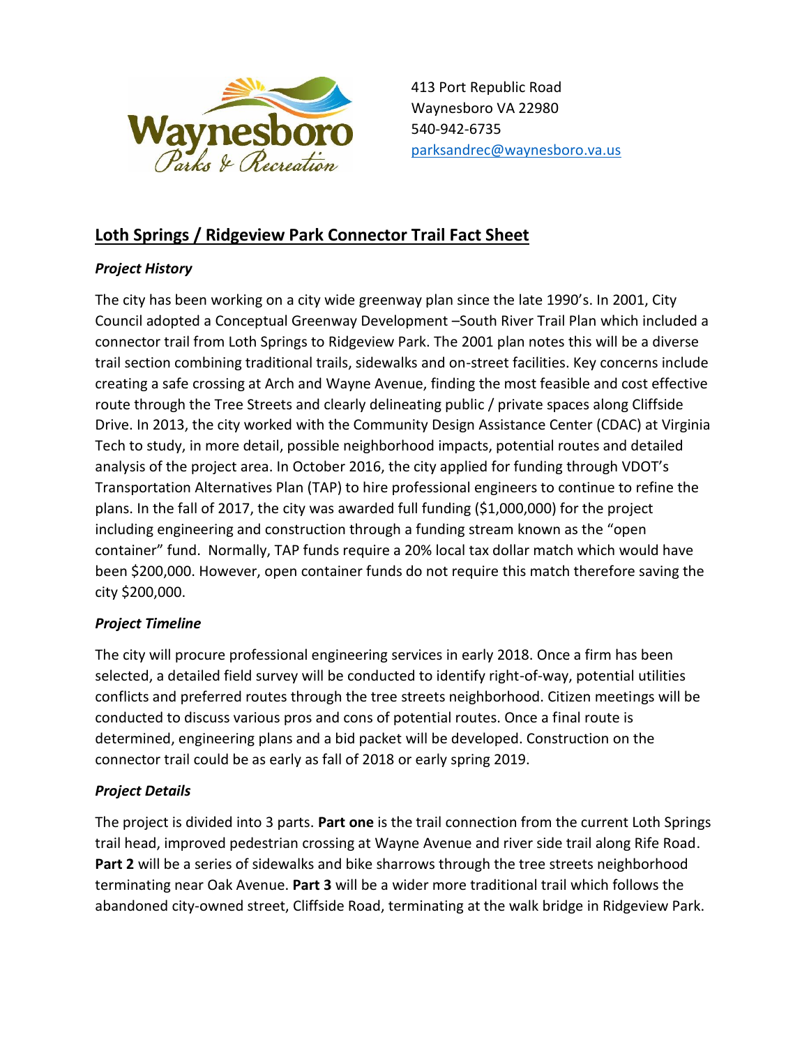Waynesboro Parks & Recreation

413 Port Republic Road
Waynesboro VA 22980
540-942-6735
parksandrec@waynesboro.va.us

## Loth Springs / Ridgeview Park Connector Trail Fact Sheet

### *Project History*

The city has been working on a city wide greenway plan since the late 1990's. In 2001, City Council adopted a Conceptual Greenway Development –South River Trail Plan which included a connector trail from Loth Springs to Ridgeview Park. The 2001 plan notes this will be a diverse trail section combining traditional trails, sidewalks and on-street facilities. Key concerns include creating a safe crossing at Arch and Wayne Avenue, finding the most feasible and cost effective route through the Tree Streets and clearly delineating public / private spaces along Cliffside Drive. In 2013, the city worked with the Community Design Assistance Center (CDAC) at Virginia Tech to study, in more detail, possible neighborhood impacts, potential routes and detailed analysis of the project area. In October 2016, the city applied for funding through VDOT's Transportation Alternatives Plan (TAP) to hire professional engineers to continue to refine the plans. In the fall of 2017, the city was awarded full funding ($1,000,000) for the project including engineering and construction through a funding stream known as the "open container" fund. Normally, TAP funds require a 20% local tax dollar match which would have been $200,000. However, open container funds do not require this match therefore saving the city $200,000.

### *Project Timeline*

The city will procure professional engineering services in early 2018. Once a firm has been selected, a detailed field survey will be conducted to identify right-of-way, potential utilities conflicts and preferred routes through the tree streets neighborhood. Citizen meetings will be conducted to discuss various pros and cons of potential routes. Once a final route is determined, engineering plans and a bid packet will be developed. Construction on the connector trail could be as early as fall of 2018 or early spring 2019.

### *Project Details*

The project is divided into 3 parts. **Part one** is the trail connection from the current Loth Springs trail head, improved pedestrian crossing at Wayne Avenue and river side trail along Rife Road. **Part 2** will be a series of sidewalks and bike sharrows through the tree streets neighborhood terminating near Oak Avenue. **Part 3** will be a wider more traditional trail which follows the abandoned city-owned street, Cliffside Road, terminating at the walk bridge in Ridgeview Park.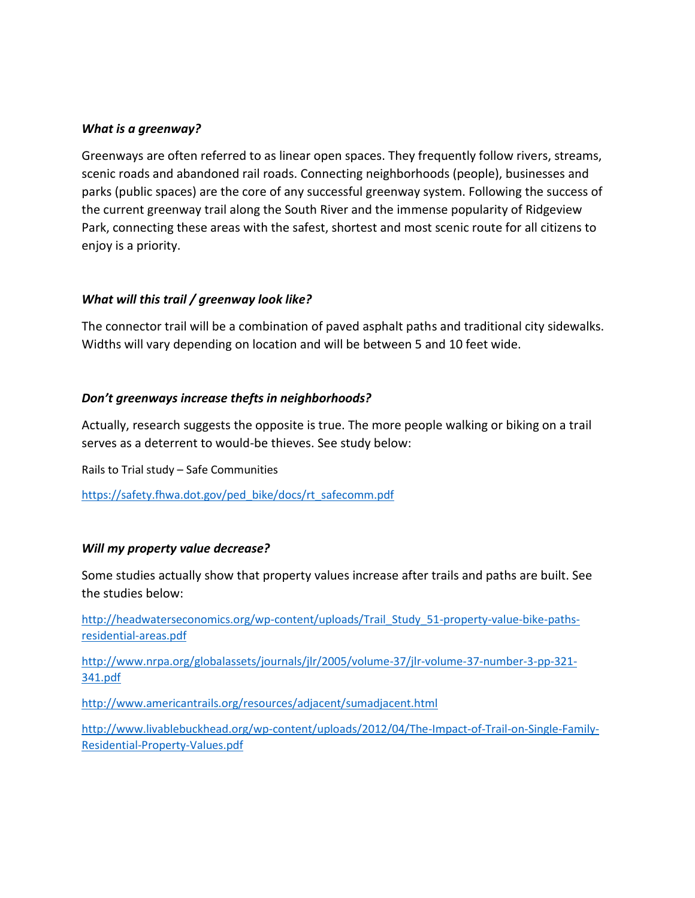***What is a greenway?***

Greenways are often referred to as linear open spaces. They frequently follow rivers, streams, scenic roads and abandoned rail roads. Connecting neighborhoods (people), businesses and parks (public spaces) are the core of any successful greenway system. Following the success of the current greenway trail along the South River and the immense popularity of Ridgeview Park, connecting these areas with the safest, shortest and most scenic route for all citizens to enjoy is a priority.

***What will this trail / greenway look like?***

The connector trail will be a combination of paved asphalt paths and traditional city sidewalks. Widths will vary depending on location and will be between 5 and 10 feet wide.

***Don't greenways increase thefts in neighborhoods?***

Actually, research suggests the opposite is true. The more people walking or biking on a trail serves as a deterrent to would-be thieves. See study below:

Rails to Trial study – Safe Communities

https://safety.fhwa.dot.gov/ped_bike/docs/rt_safecomm.pdf

***Will my property value decrease?***

Some studies actually show that property values increase after trails and paths are built. See the studies below:

http://headwaterseconomics.org/wp-content/uploads/Trail_Study_51-property-value-bike-paths-residential-areas.pdf

http://www.nrpa.org/globalassets/journals/jlr/2005/volume-37/jlr-volume-37-number-3-pp-321-341.pdf

http://www.americantrails.org/resources/adjacent/sumadjacent.html

http://www.livablebuckhead.org/wp-content/uploads/2012/04/The-Impact-of-Trail-on-Single-Family-Residential-Property-Values.pdf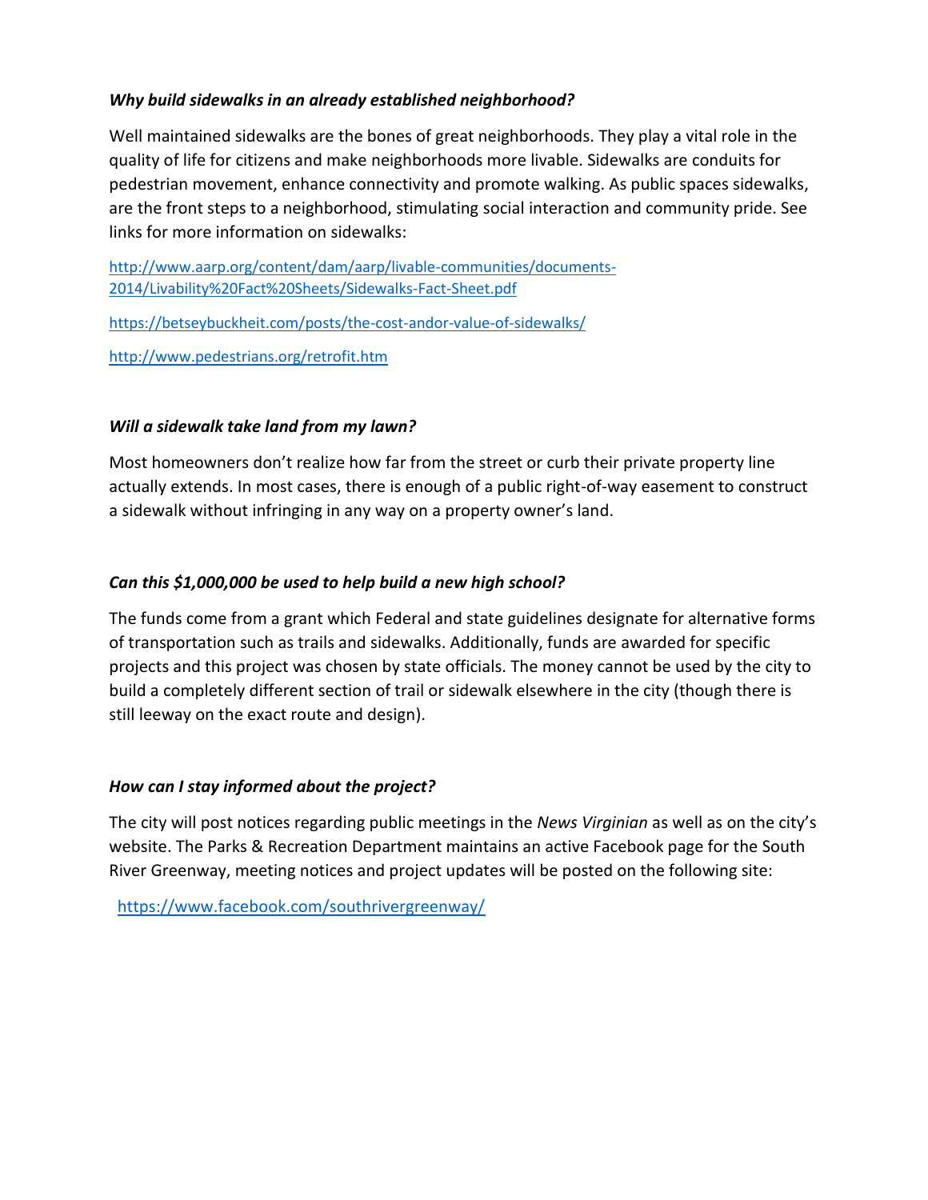***Why build sidewalks in an already established neighborhood?***

Well maintained sidewalks are the bones of great neighborhoods. They play a vital role in the quality of life for citizens and make neighborhoods more livable. Sidewalks are conduits for pedestrian movement, enhance connectivity and promote walking. As public spaces sidewalks, are the front steps to a neighborhood, stimulating social interaction and community pride. See links for more information on sidewalks:

http://www.aarp.org/content/dam/aarp/livable-communities/documents-2014/Livability%20Fact%20Sheets/Sidewalks-Fact-Sheet.pdf

https://betseybuckheit.com/posts/the-cost-andor-value-of-sidewalks/

http://www.pedestrians.org/retrofit.htm

***Will a sidewalk take land from my lawn?***

Most homeowners don't realize how far from the street or curb their private property line actually extends. In most cases, there is enough of a public right-of-way easement to construct a sidewalk without infringing in any way on a property owner's land.

***Can this $1,000,000 be used to help build a new high school?***

The funds come from a grant which Federal and state guidelines designate for alternative forms of transportation such as trails and sidewalks. Additionally, funds are awarded for specific projects and this project was chosen by state officials. The money cannot be used by the city to build a completely different section of trail or sidewalk elsewhere in the city (though there is still leeway on the exact route and design).

***How can I stay informed about the project?***

The city will post notices regarding public meetings in the *News Virginian* as well as on the city's website. The Parks & Recreation Department maintains an active Facebook page for the South River Greenway, meeting notices and project updates will be posted on the following site:

https://www.facebook.com/southrivergreenway/